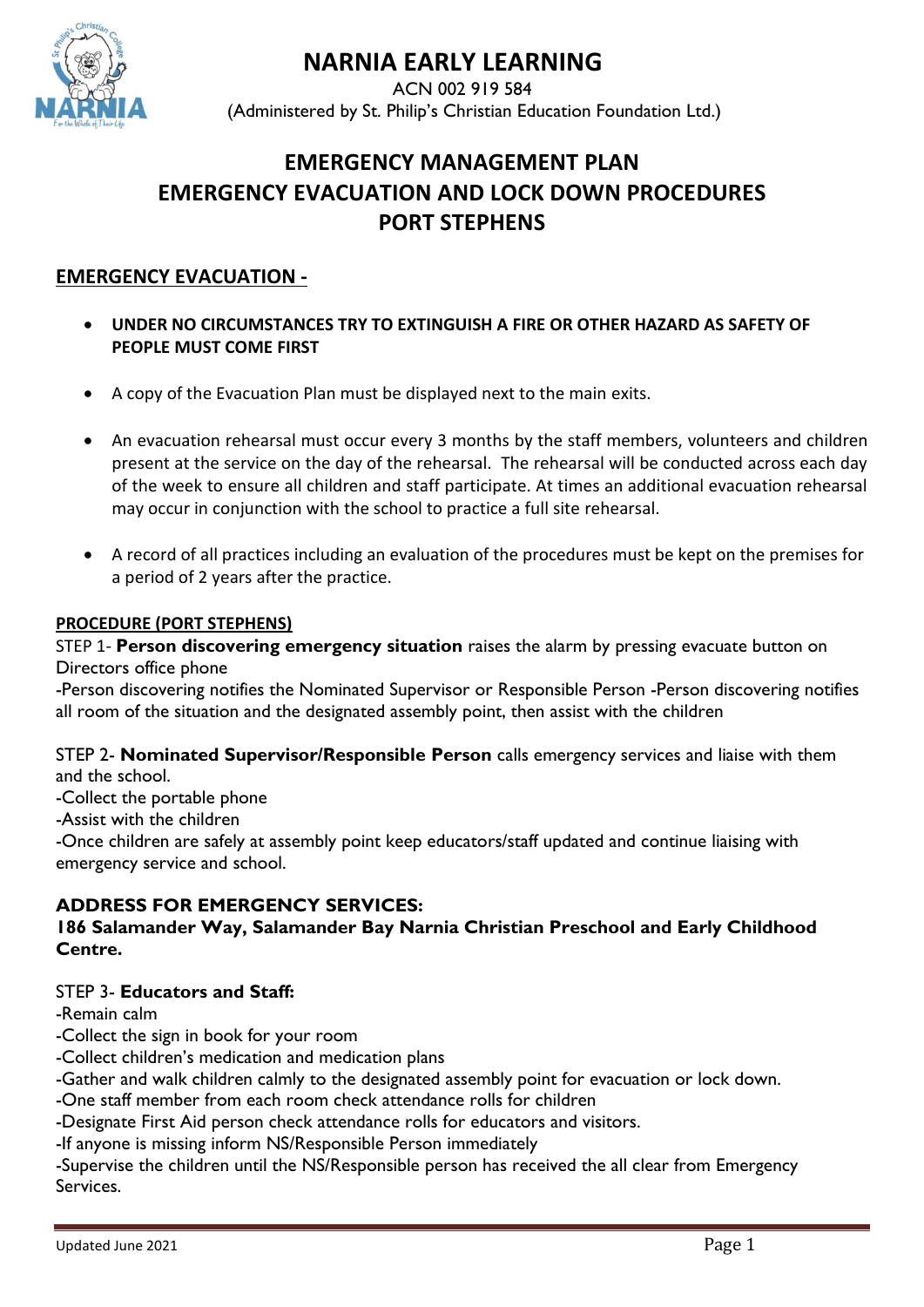# NARNIA EARLY LEARNING

ACN 002 919 584
(Administered by St. Philip's Christian Education Foundation Ltd.)

## EMERGENCY MANAGEMENT PLAN
## EMERGENCY EVACUATION AND LOCK DOWN PROCEDURES
## PORT STEPHENS

### EMERGENCY EVACUATION -

- **UNDER NO CIRCUMSTANCES TRY TO EXTINGUISH A FIRE OR OTHER HAZARD AS SAFETY OF PEOPLE MUST COME FIRST**
- A copy of the Evacuation Plan must be displayed next to the main exits.
- An evacuation rehearsal must occur every 3 months by the staff members, volunteers and children present at the service on the day of the rehearsal. The rehearsal will be conducted across each day of the week to ensure all children and staff participate. At times an additional evacuation rehearsal may occur in conjunction with the school to practice a full site rehearsal.
- A record of all practices including an evaluation of the procedures must be kept on the premises for a period of 2 years after the practice.

**PROCEDURE (PORT STEPHENS)**

STEP 1- **Person discovering emergency situation** raises the alarm by pressing evacuate button on Directors office phone
-Person discovering notifies the Nominated Supervisor or Responsible Person -Person discovering notifies all room of the situation and the designated assembly point, then assist with the children

STEP 2- **Nominated Supervisor/Responsible Person** calls emergency services and liaise with them and the school.
-Collect the portable phone
-Assist with the children
-Once children are safely at assembly point keep educators/staff updated and continue liaising with emergency service and school.

**ADDRESS FOR EMERGENCY SERVICES:**
**186 Salamander Way, Salamander Bay Narnia Christian Preschool and Early Childhood Centre.**

STEP 3- **Educators and Staff:**
-Remain calm
-Collect the sign in book for your room
-Collect children's medication and medication plans
-Gather and walk children calmly to the designated assembly point for evacuation or lock down.
-One staff member from each room check attendance rolls for children
-Designate First Aid person check attendance rolls for educators and visitors.
-If anyone is missing inform NS/Responsible Person immediately
-Supervise the children until the NS/Responsible person has received the all clear from Emergency Services.

Updated June 2021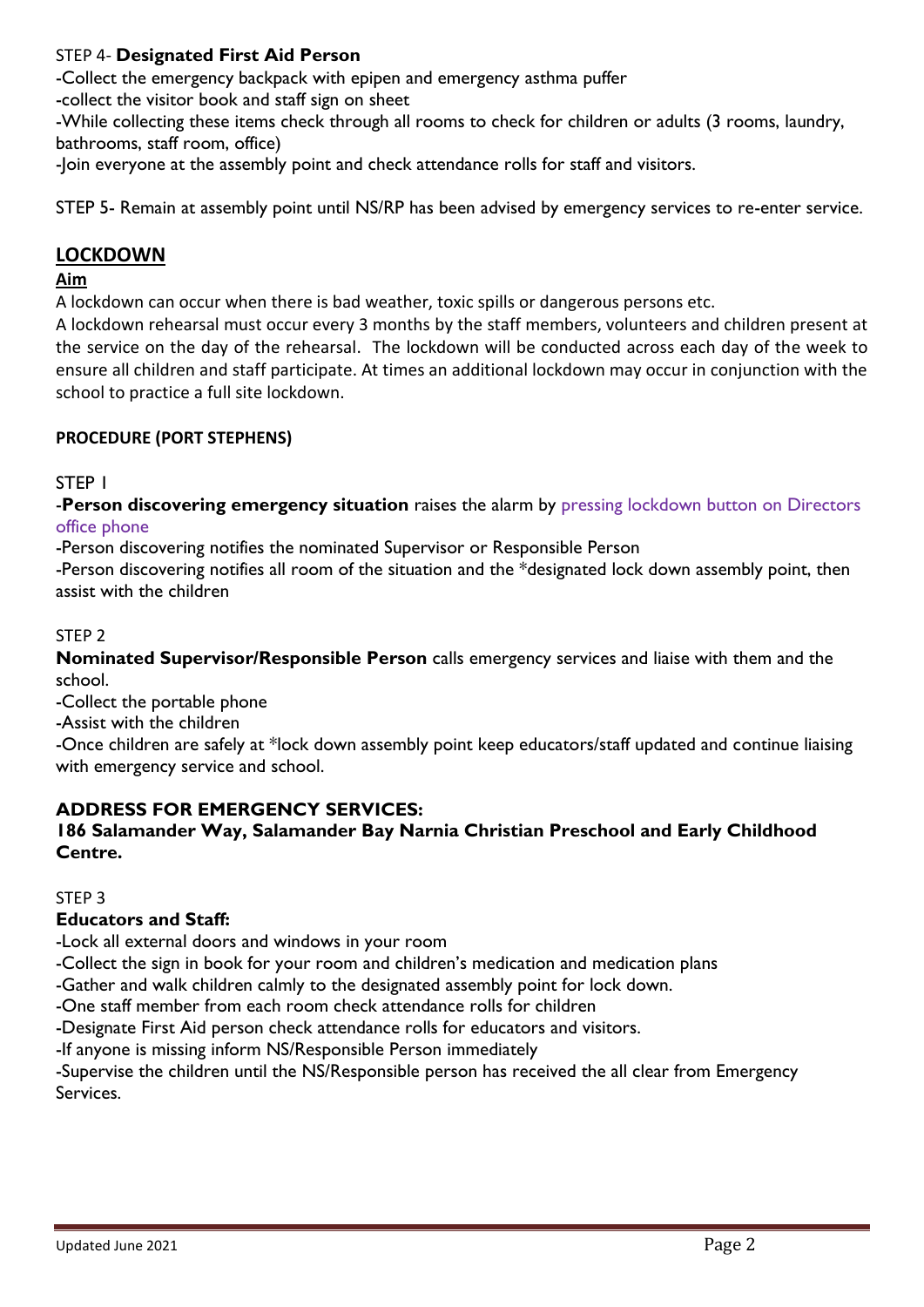STEP 4- **Designated First Aid Person**

-Collect the emergency backpack with epipen and emergency asthma puffer

-collect the visitor book and staff sign on sheet

-While collecting these items check through all rooms to check for children or adults (3 rooms, laundry, bathrooms, staff room, office)

-Join everyone at the assembly point and check attendance rolls for staff and visitors.

STEP 5- Remain at assembly point until NS/RP has been advised by emergency services to re-enter service.

## LOCKDOWN

### Aim

A lockdown can occur when there is bad weather, toxic spills or dangerous persons etc.

A lockdown rehearsal must occur every 3 months by the staff members, volunteers and children present at the service on the day of the rehearsal. The lockdown will be conducted across each day of the week to ensure all children and staff participate. At times an additional lockdown may occur in conjunction with the school to practice a full site lockdown.

#### PROCEDURE (PORT STEPHENS)

STEP 1

-**Person discovering emergency situation** raises the alarm by pressing lockdown button on Directors office phone

-Person discovering notifies the nominated Supervisor or Responsible Person

-Person discovering notifies all room of the situation and the *designated lock down assembly point, then assist with the children

STEP 2

**Nominated Supervisor/Responsible Person** calls emergency services and liaise with them and the school.

-Collect the portable phone

-Assist with the children

-Once children are safely at *lock down assembly point keep educators/staff updated and continue liaising with emergency service and school.

**ADDRESS FOR EMERGENCY SERVICES:**
**186 Salamander Way, Salamander Bay Narnia Christian Preschool and Early Childhood Centre.**

STEP 3

**Educators and Staff:**

-Lock all external doors and windows in your room

-Collect the sign in book for your room and children's medication and medication plans

-Gather and walk children calmly to the designated assembly point for lock down.

-One staff member from each room check attendance rolls for children

-Designate First Aid person check attendance rolls for educators and visitors.

-If anyone is missing inform NS/Responsible Person immediately

-Supervise the children until the NS/Responsible person has received the all clear from Emergency Services.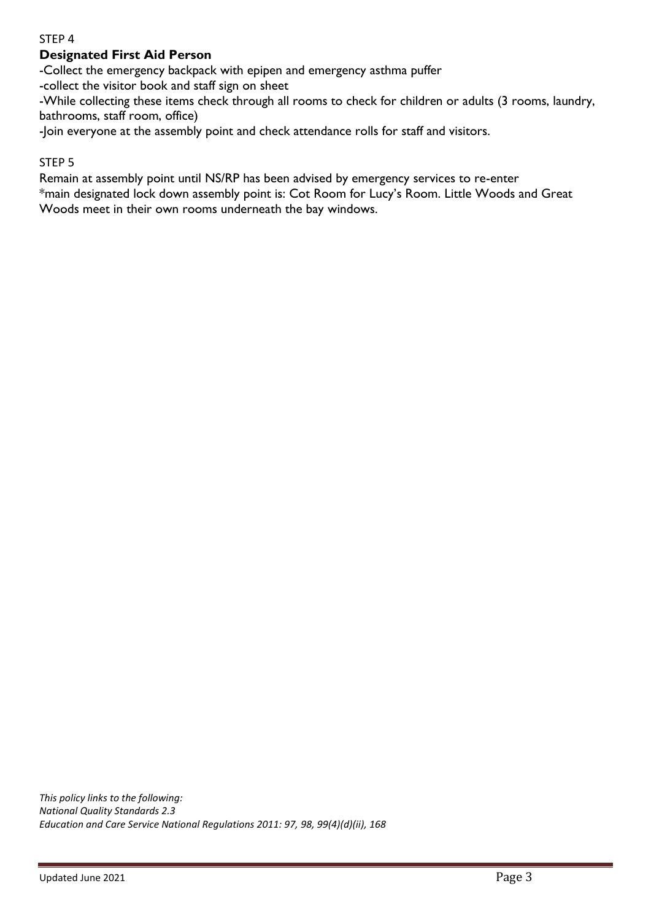STEP 4

**Designated First Aid Person**

-Collect the emergency backpack with epipen and emergency asthma puffer

-collect the visitor book and staff sign on sheet

-While collecting these items check through all rooms to check for children or adults (3 rooms, laundry, bathrooms, staff room, office)

-Join everyone at the assembly point and check attendance rolls for staff and visitors.

STEP 5

Remain at assembly point until NS/RP has been advised by emergency services to re-enter

*main designated lock down assembly point is: Cot Room for Lucy's Room. Little Woods and Great Woods meet in their own rooms underneath the bay windows.

*This policy links to the following:*
*National Quality Standards 2.3*
*Education and Care Service National Regulations 2011: 97, 98, 99(4)(d)(ii), 168*

Updated June 2021